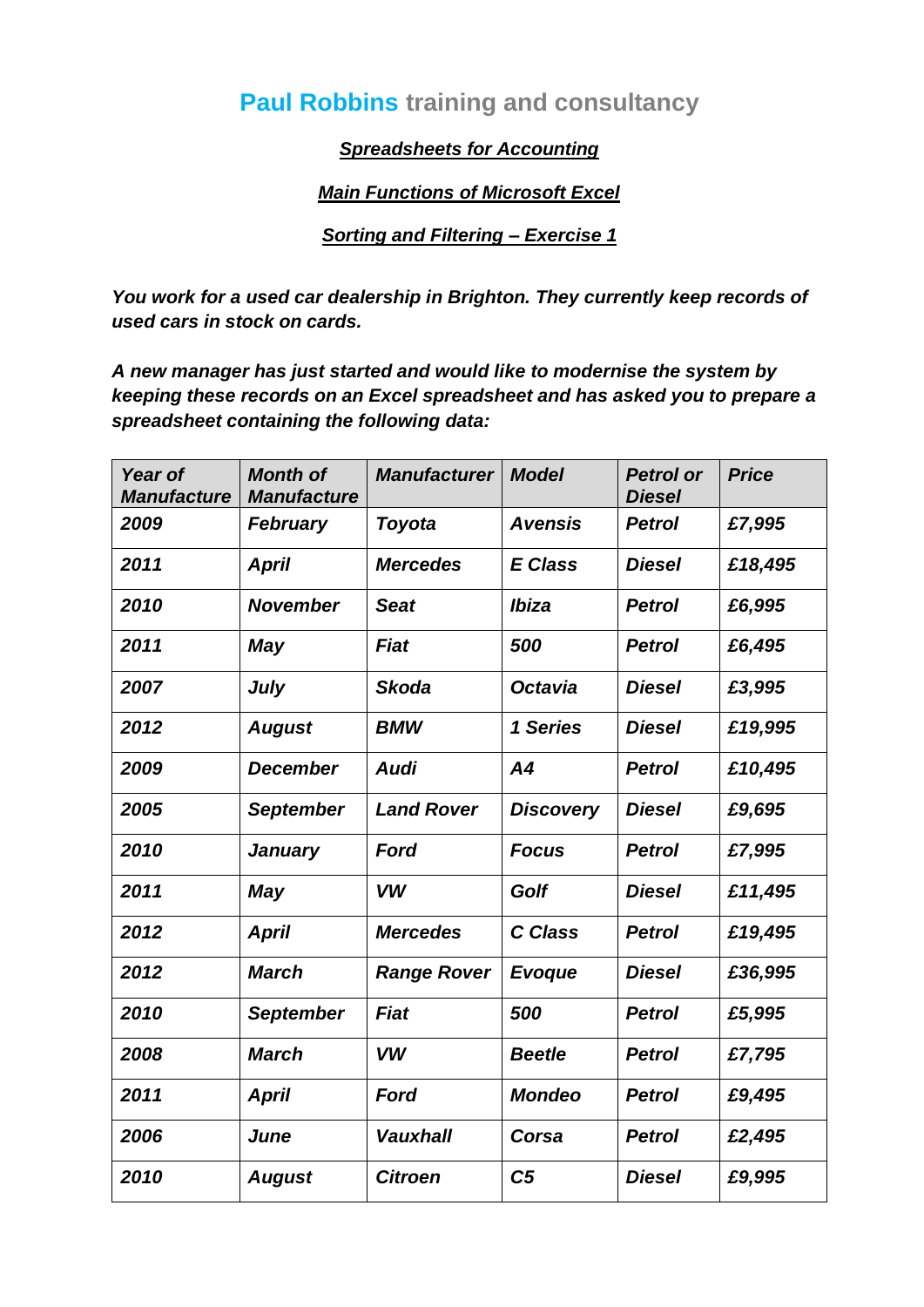# **Paul Robbins** training and consultancy

***Spreadsheets for Accounting***

***Main Functions of Microsoft Excel***

***Sorting and Filtering – Exercise 1***

***You work for a used car dealership in Brighton. They currently keep records of used cars in stock on cards.***

***A new manager has just started and would like to modernise the system by keeping these records on an Excel spreadsheet and has asked you to prepare a spreadsheet containing the following data:***

| ***Year of Manufacture*** | ***Month of Manufacture*** | ***Manufacturer*** | ***Model*** | ***Petrol or Diesel*** | ***Price*** |
|---|---|---|---|---|---|
| ***2009*** | ***February*** | ***Toyota*** | ***Avensis*** | ***Petrol*** | ***£7,995*** |
| ***2011*** | ***April*** | ***Mercedes*** | ***E Class*** | ***Diesel*** | ***£18,495*** |
| ***2010*** | ***November*** | ***Seat*** | ***Ibiza*** | ***Petrol*** | ***£6,995*** |
| ***2011*** | ***May*** | ***Fiat*** | ***500*** | ***Petrol*** | ***£6,495*** |
| ***2007*** | ***July*** | ***Skoda*** | ***Octavia*** | ***Diesel*** | ***£3,995*** |
| ***2012*** | ***August*** | ***BMW*** | ***1 Series*** | ***Diesel*** | ***£19,995*** |
| ***2009*** | ***December*** | ***Audi*** | ***A4*** | ***Petrol*** | ***£10,495*** |
| ***2005*** | ***September*** | ***Land Rover*** | ***Discovery*** | ***Diesel*** | ***£9,695*** |
| ***2010*** | ***January*** | ***Ford*** | ***Focus*** | ***Petrol*** | ***£7,995*** |
| ***2011*** | ***May*** | ***VW*** | ***Golf*** | ***Diesel*** | ***£11,495*** |
| ***2012*** | ***April*** | ***Mercedes*** | ***C Class*** | ***Petrol*** | ***£19,495*** |
| ***2012*** | ***March*** | ***Range Rover*** | ***Evoque*** | ***Diesel*** | ***£36,995*** |
| ***2010*** | ***September*** | ***Fiat*** | ***500*** | ***Petrol*** | ***£5,995*** |
| ***2008*** | ***March*** | ***VW*** | ***Beetle*** | ***Petrol*** | ***£7,795*** |
| ***2011*** | ***April*** | ***Ford*** | ***Mondeo*** | ***Petrol*** | ***£9,495*** |
| ***2006*** | ***June*** | ***Vauxhall*** | ***Corsa*** | ***Petrol*** | ***£2,495*** |
| ***2010*** | ***August*** | ***Citroen*** | ***C5*** | ***Diesel*** | ***£9,995*** |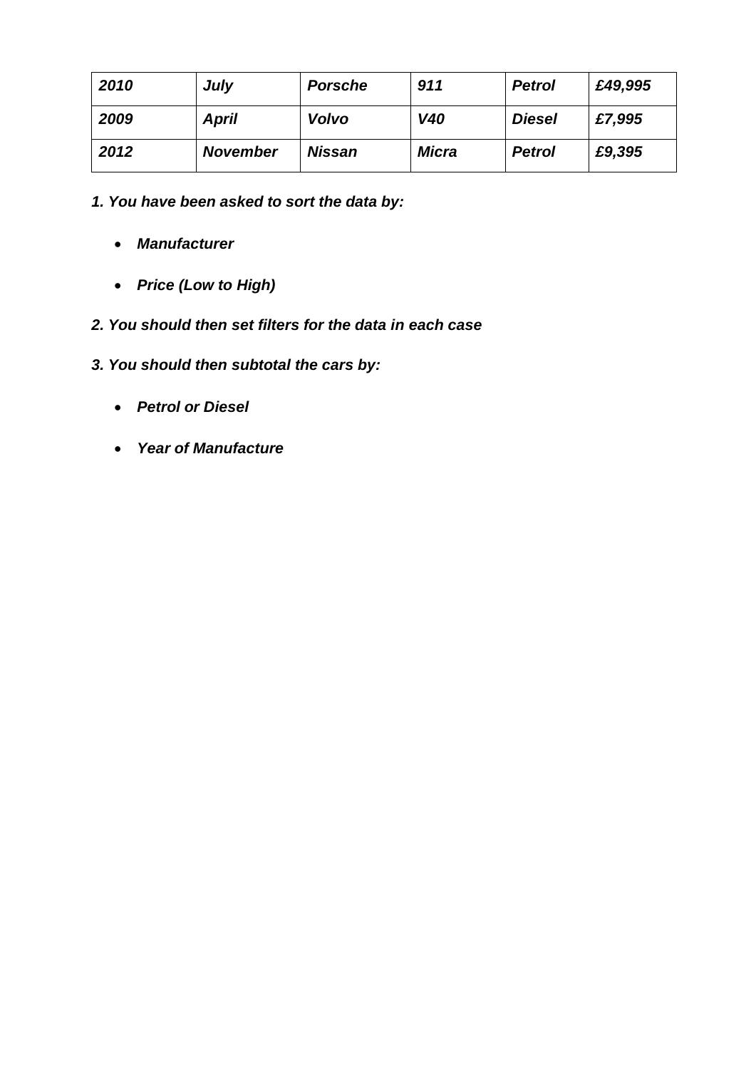| | | | | | |
|---|---|---|---|---|---|
| ***2010*** | ***July*** | ***Porsche*** | ***911*** | ***Petrol*** | ***£49,995*** |
| ***2009*** | ***April*** | ***Volvo*** | ***V40*** | ***Diesel*** | ***£7,995*** |
| ***2012*** | ***November*** | ***Nissan*** | ***Micra*** | ***Petrol*** | ***£9,395*** |

***1. You have been asked to sort the data by:***

- ***Manufacturer***
- ***Price (Low to High)***

***2. You should then set filters for the data in each case***

***3. You should then subtotal the cars by:***

- ***Petrol or Diesel***
- ***Year of Manufacture***